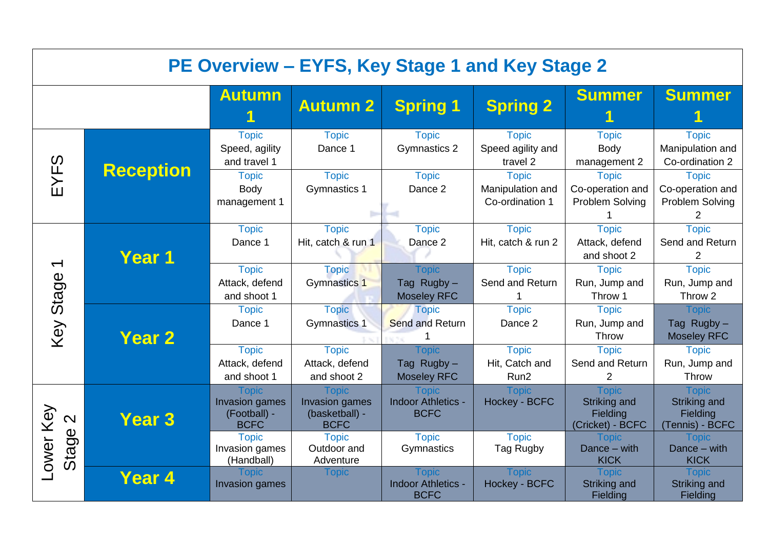# PE Overview – EYFS, Key Stage 1 and Key Stage 2

| | | Autumn 1 | Autumn 2 | Spring 1 | Spring 2 | Summer 1 | Summer 1 |
|---|---|---|---|---|---|---|---|
| EYFS | Reception | Topic Speed, agility and travel 1 | Topic Dance 1 | Topic Gymnastics 2 | Topic Speed agility and travel 2 | Topic Body management 2 | Topic Manipulation and Co-ordination 2 |
| | | Topic Body management 1 | Topic Gymnastics 1 | Topic Dance 2 | Topic Manipulation and Co-ordination 1 | Topic Co-operation and Problem Solving 1 | Topic Co-operation and Problem Solving 2 |
| Key Stage 1 | Year 1 | Topic Dance 1 | Topic Hit, catch & run 1 | Topic Dance 2 | Topic Hit, catch & run 2 | Topic Attack, defend and shoot 2 | Topic Send and Return 2 |
| | | Topic Attack, defend and shoot 1 | Topic Gymnastics 1 | Topic Tag Rugby – Moseley RFC | Topic Send and Return 1 | Topic Run, Jump and Throw 1 | Topic Run, Jump and Throw 2 |
| | Year 2 | Topic Dance 1 | Topic Gymnastics 1 | Topic Send and Return 1 | Topic Dance 2 | Topic Run, Jump and Throw | Topic Tag Rugby – Moseley RFC |
| | | Topic Attack, defend and shoot 1 | Topic Attack, defend and shoot 2 | Topic Tag Rugby – Moseley RFC | Topic Hit, Catch and Run2 | Topic Send and Return 2 | Topic Run, Jump and Throw |
| Lower Key Stage 2 | Year 3 | Topic Invasion games (Football) - BCFC | Topic Invasion games (basketball) - BCFC | Topic Indoor Athletics - BCFC | Topic Hockey - BCFC | Topic Striking and Fielding (Cricket) - BCFC | Topic Striking and Fielding (Tennis) - BCFC |
| | | Topic Invasion games (Handball) | Topic Outdoor and Adventure | Topic Gymnastics | Topic Tag Rugby | Topic Dance – with KICK | Topic Dance – with KICK |
| | Year 4 | Topic Invasion games | Topic | Topic Indoor Athletics - BCFC | Topic Hockey - BCFC | Topic Striking and Fielding | Topic Striking and Fielding |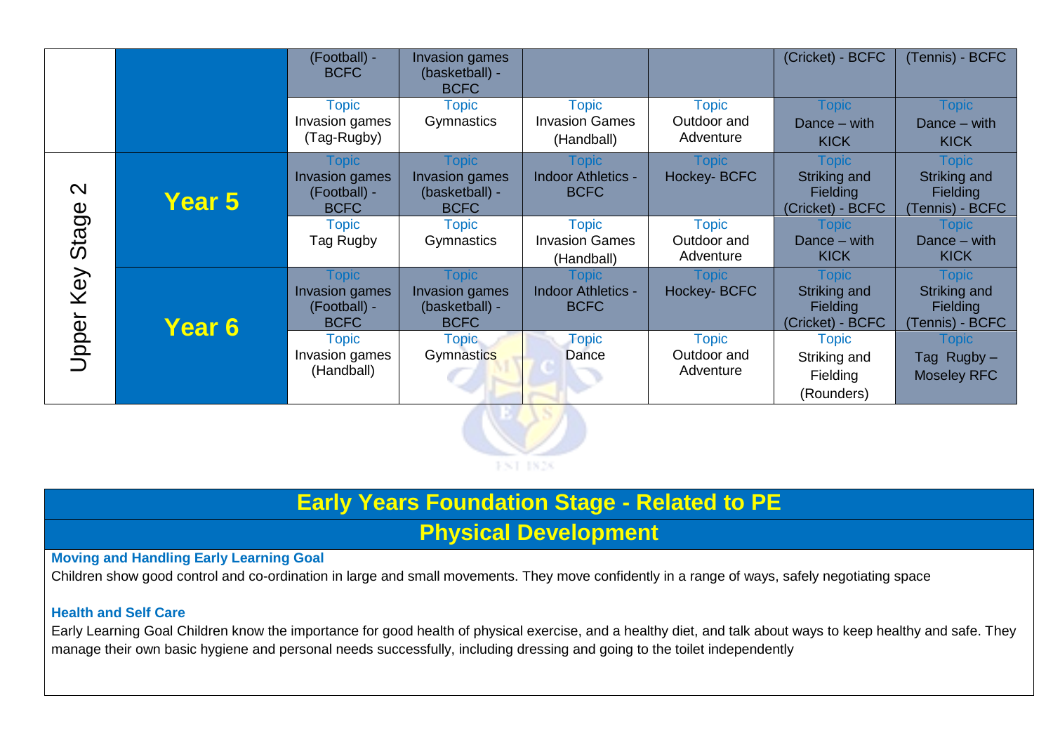|  |  |  |  |  |  |  |  |
|---|---|---|---|---|---|---|---|
|  |  | (Football) - BCFC | Invasion games (basketball) - BCFC |  |  | (Cricket) - BCFC | (Tennis) - BCFC |
|  |  | Topic Invasion games (Tag-Rugby) | Topic Gymnastics | Topic Invasion Games (Handball) | Topic Outdoor and Adventure | Topic Dance – with KICK | Topic Dance – with KICK |
| Upper Key Stage 2 | **Year 5** | Topic Invasion games (Football) - BCFC | Topic Invasion games (basketball) - BCFC | Topic Indoor Athletics - BCFC | Topic Hockey- BCFC | Topic Striking and Fielding (Cricket) - BCFC | Topic Striking and Fielding (Tennis) - BCFC |
|  |  | Topic Tag Rugby | Topic Gymnastics | Topic Invasion Games (Handball) | Topic Outdoor and Adventure | Topic Dance – with KICK | Topic Dance – with KICK |
|  | **Year 6** | Topic Invasion games (Football) - BCFC | Topic Invasion games (basketball) - BCFC | Topic Indoor Athletics - BCFC | Topic Hockey- BCFC | Topic Striking and Fielding (Cricket) - BCFC | Topic Striking and Fielding (Tennis) - BCFC |
|  |  | Topic Invasion games (Handball) | Topic Gymnastics | Topic Dance | Topic Outdoor and Adventure | Topic Striking and Fielding (Rounders) | Topic Tag Rugby – Moseley RFC |

## Early Years Foundation Stage - Related to PE

## Physical Development

**Moving and Handling Early Learning Goal**

Children show good control and co-ordination in large and small movements. They move confidently in a range of ways, safely negotiating space

**Health and Self Care**

Early Learning Goal Children know the importance for good health of physical exercise, and a healthy diet, and talk about ways to keep healthy and safe. They manage their own basic hygiene and personal needs successfully, including dressing and going to the toilet independently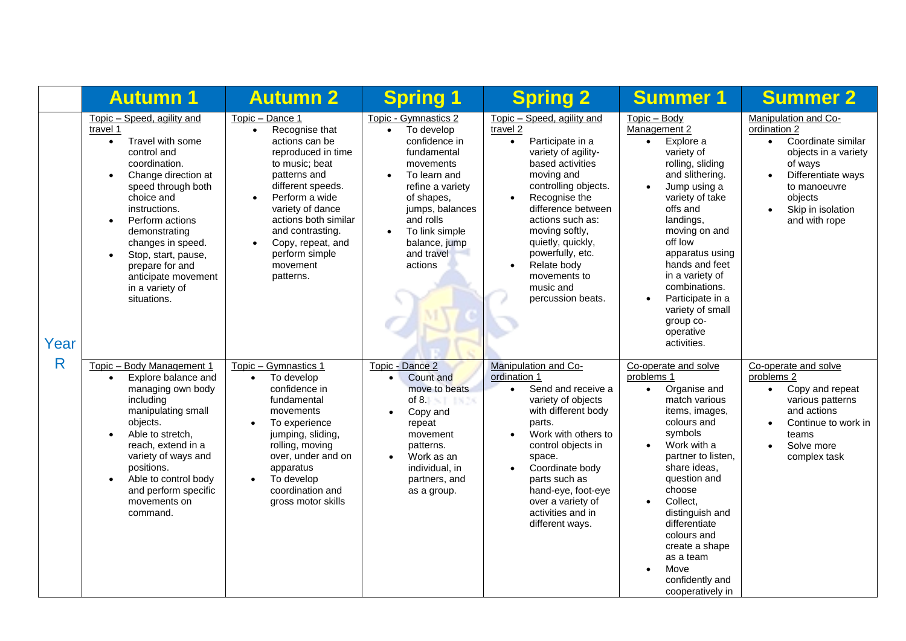| | Autumn 1 | Autumn 2 | Spring 1 | Spring 2 | Summer 1 | Summer 2 |
|---|---|---|---|---|---|---|
| Year R | Topic – Speed, agility and travel 1<br>• Travel with some control and coordination.<br>• Change direction at speed through both choice and instructions.<br>• Perform actions demonstrating changes in speed.<br>• Stop, start, pause, prepare for and anticipate movement in a variety of situations. | Topic – Dance 1<br>• Recognise that actions can be reproduced in time to music; beat patterns and different speeds.<br>• Perform a wide variety of dance actions both similar and contrasting.<br>• Copy, repeat, and perform simple movement patterns. | Topic - Gymnastics 2<br>• To develop confidence in fundamental movements<br>• To learn and refine a variety of shapes, jumps, balances and rolls<br>• To link simple balance, jump and travel actions | Topic – Speed, agility and travel 2<br>• Participate in a variety of agility-based activities moving and controlling objects.<br>• Recognise the difference between actions such as: moving softly, quietly, quickly, powerfully, etc.<br>• Relate body movements to music and percussion beats. | Topic – Body Management 2<br>• Explore a variety of rolling, sliding and slithering.<br>• Jump using a variety of take offs and landings, moving on and off low apparatus using hands and feet in a variety of combinations.<br>• Participate in a variety of small group co-operative activities. | Manipulation and Co-ordination 2<br>• Coordinate similar objects in a variety of ways<br>• Differentiate ways to manoeuvre objects<br>• Skip in isolation and with rope |
| | Topic – Body Management 1<br>• Explore balance and managing own body including manipulating small objects.<br>• Able to stretch, reach, extend in a variety of ways and positions.<br>• Able to control body and perform specific movements on command. | Topic – Gymnastics 1<br>• To develop confidence in fundamental movements<br>• To experience jumping, sliding, rolling, moving over, under and on apparatus<br>• To develop coordination and gross motor skills | Topic - Dance 2<br>• Count and move to beats of 8.<br>• Copy and repeat movement patterns.<br>• Work as an individual, in partners, and as a group. | Manipulation and Co-ordination 1<br>• Send and receive a variety of objects with different body parts.<br>• Work with others to control objects in space.<br>• Coordinate body parts such as hand-eye, foot-eye over a variety of activities and in different ways. | Co-operate and solve problems 1<br>• Organise and match various items, images, colours and symbols<br>• Work with a partner to listen, share ideas, question and choose<br>• Collect, distinguish and differentiate colours and create a shape as a team<br>• Move confidently and cooperatively in | Co-operate and solve problems 2<br>• Copy and repeat various patterns and actions<br>• Continue to work in teams<br>• Solve more complex task |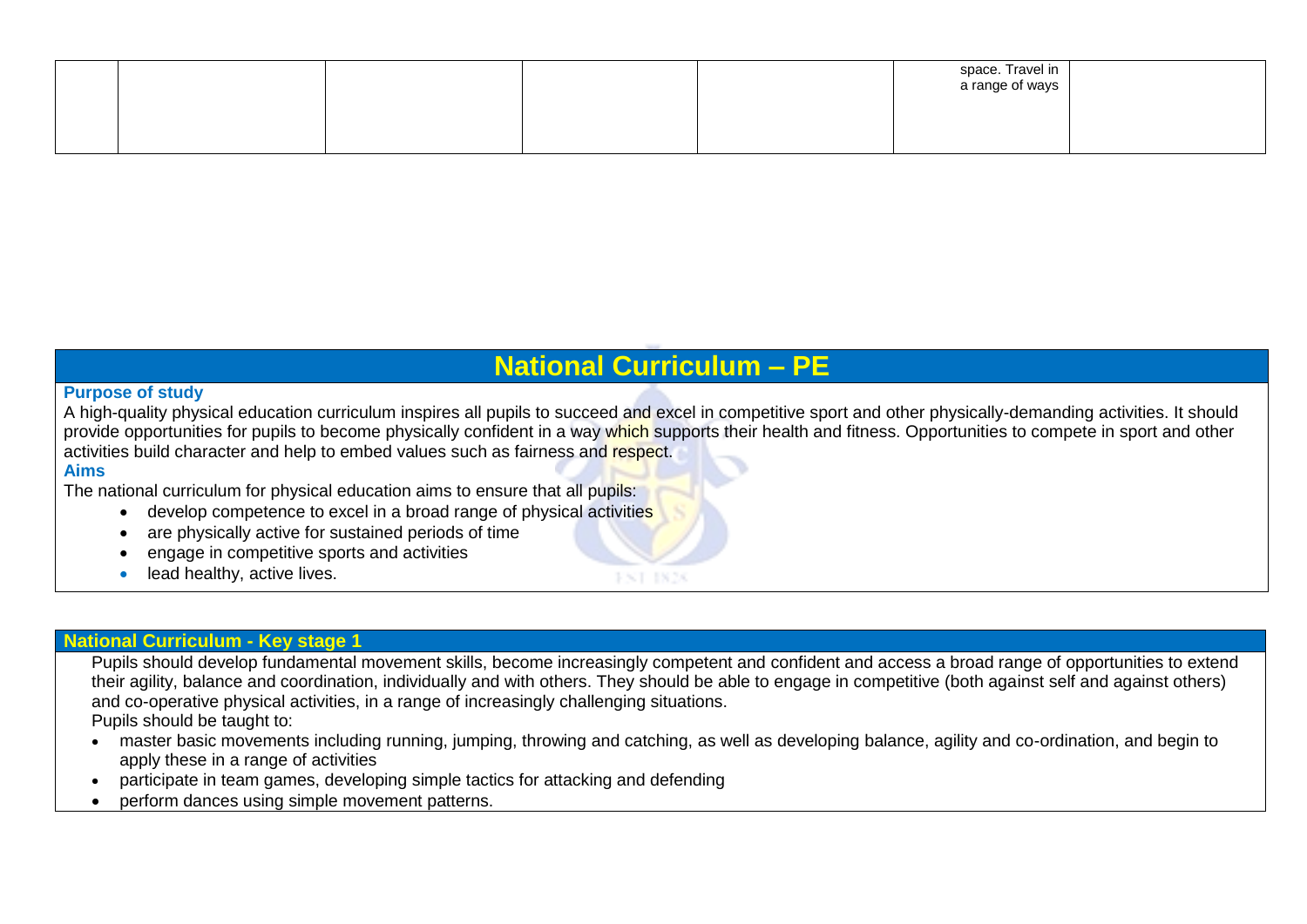| | | | | | | |
|---|---|---|---|---|---|---|
| | | | | | space. Travel in a range of ways | |

## National Curriculum – PE

**Purpose of study**

A high-quality physical education curriculum inspires all pupils to succeed and excel in competitive sport and other physically-demanding activities. It should provide opportunities for pupils to become physically confident in a way which supports their health and fitness. Opportunities to compete in sport and other activities build character and help to embed values such as fairness and respect.

**Aims**

The national curriculum for physical education aims to ensure that all pupils:

- develop competence to excel in a broad range of physical activities
- are physically active for sustained periods of time
- engage in competitive sports and activities
- lead healthy, active lives.

## National Curriculum - Key stage 1

Pupils should develop fundamental movement skills, become increasingly competent and confident and access a broad range of opportunities to extend their agility, balance and coordination, individually and with others. They should be able to engage in competitive (both against self and against others) and co-operative physical activities, in a range of increasingly challenging situations.

Pupils should be taught to:

- master basic movements including running, jumping, throwing and catching, as well as developing balance, agility and co-ordination, and begin to apply these in a range of activities
- participate in team games, developing simple tactics for attacking and defending
- perform dances using simple movement patterns.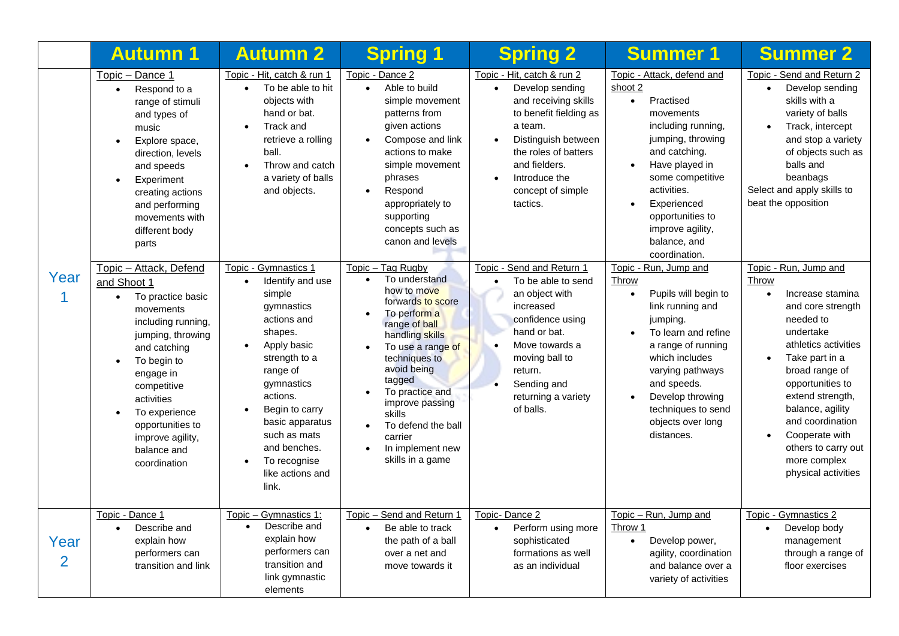| | Autumn 1 | Autumn 2 | Spring 1 | Spring 2 | Summer 1 | Summer 2 |
|---|---|---|---|---|---|---|
| Year 1 | Topic – Dance 1<br>• Respond to a range of stimuli and types of music<br>• Explore space, direction, levels and speeds<br>• Experiment creating actions and performing movements with different body parts | Topic - Hit, catch & run 1<br>• To be able to hit objects with hand or bat.<br>• Track and retrieve a rolling ball.<br>• Throw and catch a variety of balls and objects. | Topic - Dance 2<br>• Able to build simple movement patterns from given actions<br>• Compose and link actions to make simple movement phrases<br>• Respond appropriately to supporting concepts such as canon and levels | Topic - Hit, catch & run 2<br>• Develop sending and receiving skills to benefit fielding as a team.<br>• Distinguish between the roles of batters and fielders.<br>• Introduce the concept of simple tactics. | Topic - Attack, defend and shoot 2<br>• Practised movements including running, jumping, throwing and catching.<br>• Have played in some competitive activities.<br>• Experienced opportunities to improve agility, balance, and coordination. | Topic - Send and Return 2<br>• Develop sending skills with a variety of balls<br>• Track, intercept and stop a variety of objects such as balls and beanbags<br>Select and apply skills to beat the opposition |
| | Topic – Attack, Defend and Shoot 1<br>• To practice basic movements including running, jumping, throwing and catching<br>• To begin to engage in competitive activities<br>• To experience opportunities to improve agility, balance and coordination | Topic - Gymnastics 1<br>• Identify and use simple gymnastics actions and shapes.<br>• Apply basic strength to a range of gymnastics actions.<br>• Begin to carry basic apparatus such as mats and benches.<br>• To recognise like actions and link. | Topic – Tag Rugby<br>• To understand how to move forwards to score<br>• To perform a range of ball handling skills<br>• To use a range of techniques to avoid being tagged<br>• To practice and improve passing skills<br>• To defend the ball carrier<br>• In implement new skills in a game | Topic - Send and Return 1<br>• To be able to send an object with increased confidence using hand or bat.<br>• Move towards a moving ball to return.<br>• Sending and returning a variety of balls. | Topic - Run, Jump and Throw<br>• Pupils will begin to link running and jumping.<br>• To learn and refine a range of running which includes varying pathways and speeds.<br>• Develop throwing techniques to send objects over long distances. | Topic - Run, Jump and Throw<br>• Increase stamina and core strength needed to undertake athletics activities<br>• Take part in a broad range of opportunities to extend strength, balance, agility and coordination<br>• Cooperate with others to carry out more complex physical activities |
| Year 2 | Topic - Dance 1<br>• Describe and explain how performers can transition and link | Topic – Gymnastics 1:<br>• Describe and explain how performers can transition and link gymnastic elements | Topic – Send and Return 1<br>• Be able to track the path of a ball over a net and move towards it | Topic- Dance 2<br>• Perform using more sophisticated formations as well as an individual | Topic – Run, Jump and Throw 1<br>• Develop power, agility, coordination and balance over a variety of activities | Topic - Gymnastics 2<br>• Develop body management through a range of floor exercises |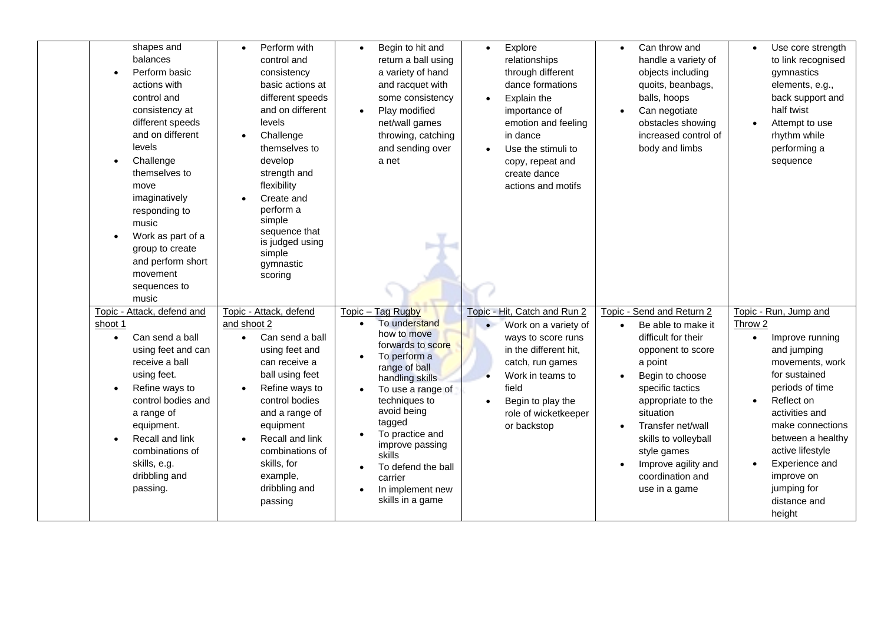| | | | | | | |
|---|---|---|---|---|---|---|
| | shapes and balances<br>• Perform basic actions with control and consistency at different speeds and on different levels<br>• Challenge themselves to move imaginatively responding to music<br>• Work as part of a group to create and perform short movement sequences to music | • Perform with control and consistency basic actions at different speeds and on different levels<br>• Challenge themselves to develop strength and flexibility<br>• Create and perform a simple sequence that is judged using simple gymnastic scoring | • Begin to hit and return a ball using a variety of hand and racquet with some consistency<br>• Play modified net/wall games throwing, catching and sending over a net | • Explore relationships through different dance formations<br>• Explain the importance of emotion and feeling in dance<br>• Use the stimuli to copy, repeat and create dance actions and motifs | • Can throw and handle a variety of objects including quoits, beanbags, balls, hoops<br>• Can negotiate obstacles showing increased control of body and limbs | • Use core strength to link recognised gymnastics elements, e.g., back support and half twist<br>• Attempt to use rhythm while performing a sequence |
| | Topic - Attack, defend and shoot 1<br>• Can send a ball using feet and can receive a ball using feet.<br>• Refine ways to control bodies and a range of equipment.<br>• Recall and link combinations of skills, e.g. dribbling and passing. | Topic - Attack, defend and shoot 2<br>• Can send a ball using feet and can receive a ball using feet<br>• Refine ways to control bodies and a range of equipment<br>• Recall and link combinations of skills, for example, dribbling and passing | Topic – Tag Rugby<br>• To understand how to move forwards to score<br>• To perform a range of ball handling skills<br>• To use a range of techniques to avoid being tagged<br>• To practice and improve passing skills<br>• To defend the ball carrier<br>• In implement new skills in a game | Topic - Hit, Catch and Run 2<br>• Work on a variety of ways to score runs in the different hit, catch, run games<br>• Work in teams to field<br>• Begin to play the role of wicketkeeper or backstop | Topic - Send and Return 2<br>• Be able to make it difficult for their opponent to score a point<br>• Begin to choose specific tactics appropriate to the situation<br>• Transfer net/wall skills to volleyball style games<br>• Improve agility and coordination and use in a game | Topic - Run, Jump and Throw 2<br>• Improve running and jumping movements, work for sustained periods of time<br>• Reflect on activities and make connections between a healthy active lifestyle<br>• Experience and improve on jumping for distance and height |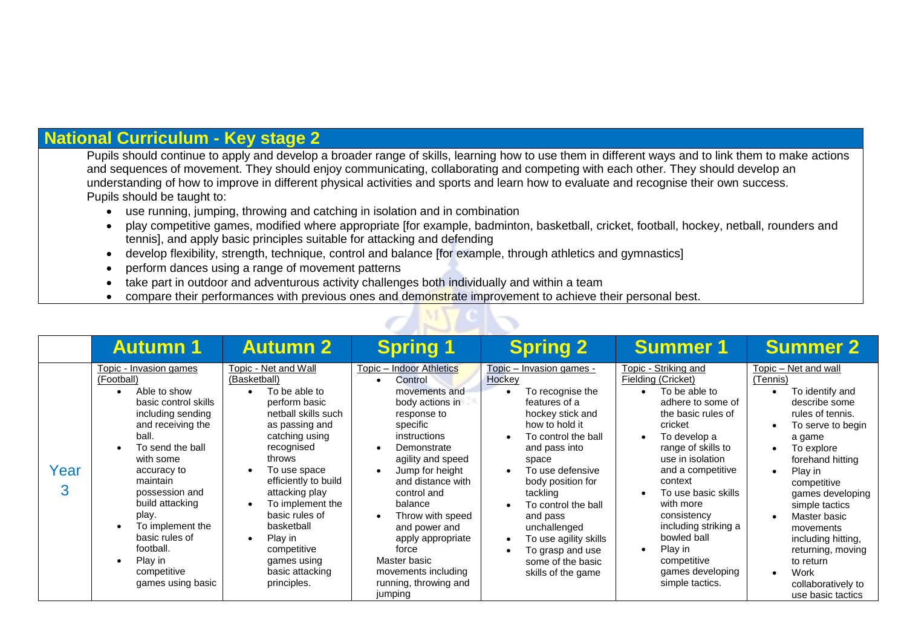## National Curriculum - Key stage 2

Pupils should continue to apply and develop a broader range of skills, learning how to use them in different ways and to link them to make actions and sequences of movement. They should enjoy communicating, collaborating and competing with each other. They should develop an understanding of how to improve in different physical activities and sports and learn how to evaluate and recognise their own success.

Pupils should be taught to:

- use running, jumping, throwing and catching in isolation and in combination
- play competitive games, modified where appropriate [for example, badminton, basketball, cricket, football, hockey, netball, rounders and tennis], and apply basic principles suitable for attacking and defending
- develop flexibility, strength, technique, control and balance [for example, through athletics and gymnastics]
- perform dances using a range of movement patterns
- take part in outdoor and adventurous activity challenges both individually and within a team
- compare their performances with previous ones and demonstrate improvement to achieve their personal best.

| | Autumn 1 | Autumn 2 | Spring 1 | Spring 2 | Summer 1 | Summer 2 |
|---|---|---|---|---|---|---|
| Year 3 | Topic - Invasion games (Football)<br>• Able to show basic control skills including sending and receiving the ball.<br>• To send the ball with some accuracy to maintain possession and build attacking play.<br>• To implement the basic rules of football.<br>• Play in competitive games using basic | Topic - Net and Wall (Basketball)<br>• To be able to perform basic netball skills such as passing and catching using recognised throws<br>• To use space efficiently to build attacking play<br>• To implement the basic rules of basketball<br>• Play in competitive games using basic attacking principles. | Topic – Indoor Athletics<br>• Control movements and body actions in response to specific instructions<br>• Demonstrate agility and speed<br>• Jump for height and distance with control and balance<br>• Throw with speed and power and apply appropriate force<br>Master basic movements including running, throwing and jumping | Topic – Invasion games - Hockey<br>• To recognise the features of a hockey stick and how to hold it<br>• To control the ball and pass into space<br>• To use defensive body position for tackling<br>• To control the ball and pass unchallenged<br>• To use agility skills<br>• To grasp and use some of the basic skills of the game | Topic - Striking and Fielding (Cricket)<br>• To be able to adhere to some of the basic rules of cricket<br>• To develop a range of skills to use in isolation and a competitive context<br>• To use basic skills with more consistency including striking a bowled ball<br>• Play in competitive games developing simple tactics. | Topic – Net and wall (Tennis)<br>• To identify and describe some rules of tennis.<br>• To serve to begin a game<br>• To explore forehand hitting<br>• Play in competitive games developing simple tactics<br>• Master basic movements including hitting, returning, moving to return<br>• Work collaboratively to use basic tactics |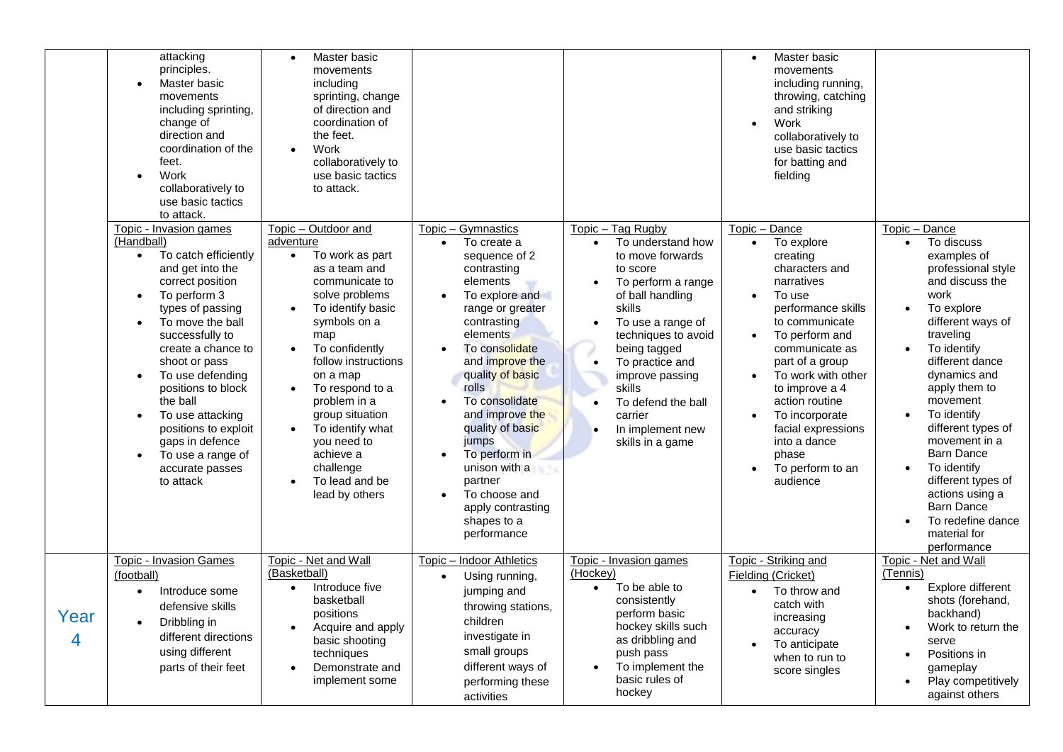| | | | | | | |
|---|---|---|---|---|---|---|
| | attacking principles.<br>• Master basic movements including sprinting, change of direction and coordination of the feet.<br>• Work collaboratively to use basic tactics to attack. | • Master basic movements including sprinting, change of direction and coordination of the feet.<br>• Work collaboratively to use basic tactics to attack. | | | • Master basic movements including running, throwing, catching and striking<br>• Work collaboratively to use basic tactics for batting and fielding | |
| | Topic - Invasion games (Handball)<br>• To catch efficiently and get into the correct position<br>• To perform 3 types of passing<br>• To move the ball successfully to create a chance to shoot or pass<br>• To use defending positions to block the ball<br>• To use attacking positions to exploit gaps in defence<br>• To use a range of accurate passes to attack | Topic – Outdoor and adventure<br>• To work as part as a team and communicate to solve problems<br>• To identify basic symbols on a map<br>• To confidently follow instructions on a map<br>• To respond to a problem in a group situation<br>• To identify what you need to achieve a challenge<br>• To lead and be lead by others | Topic – Gymnastics<br>• To create a sequence of 2 contrasting elements<br>• To explore and range or greater contrasting elements<br>• To consolidate and improve the quality of basic rolls<br>• To consolidate and improve the quality of basic jumps<br>• To perform in unison with a partner<br>• To choose and apply contrasting shapes to a performance | Topic – Tag Rugby<br>• To understand how to move forwards to score<br>• To perform a range of ball handling skills<br>• To use a range of techniques to avoid being tagged<br>• To practice and improve passing skills<br>• To defend the ball carrier<br>• In implement new skills in a game | Topic – Dance<br>• To explore creating characters and narratives<br>• To use performance skills to communicate<br>• To perform and communicate as part of a group<br>• To work with other to improve a 4 action routine<br>• To incorporate facial expressions into a dance phase<br>• To perform to an audience | Topic – Dance<br>• To discuss examples of professional style and discuss the work<br>• To explore different ways of traveling<br>• To identify different dance dynamics and apply them to movement<br>• To identify different types of movement in a Barn Dance<br>• To identify different types of actions using a Barn Dance<br>• To redefine dance material for performance |
| Year 4 | Topic - Invasion Games (football)<br>• Introduce some defensive skills<br>• Dribbling in different directions using different parts of their feet | Topic - Net and Wall (Basketball)<br>• Introduce five basketball positions<br>• Acquire and apply basic shooting techniques<br>• Demonstrate and implement some | Topic – Indoor Athletics<br>• Using running, jumping and throwing stations, children investigate in small groups different ways of performing these activities | Topic - Invasion games (Hockey)<br>• To be able to consistently perform basic hockey skills such as dribbling and push pass<br>• To implement the basic rules of hockey | Topic - Striking and Fielding (Cricket)<br>• To throw and catch with increasing accuracy<br>• To anticipate when to run to score singles | Topic - Net and Wall (Tennis)<br>• Explore different shots (forehand, backhand)<br>• Work to return the serve<br>• Positions in gameplay<br>• Play competitively against others |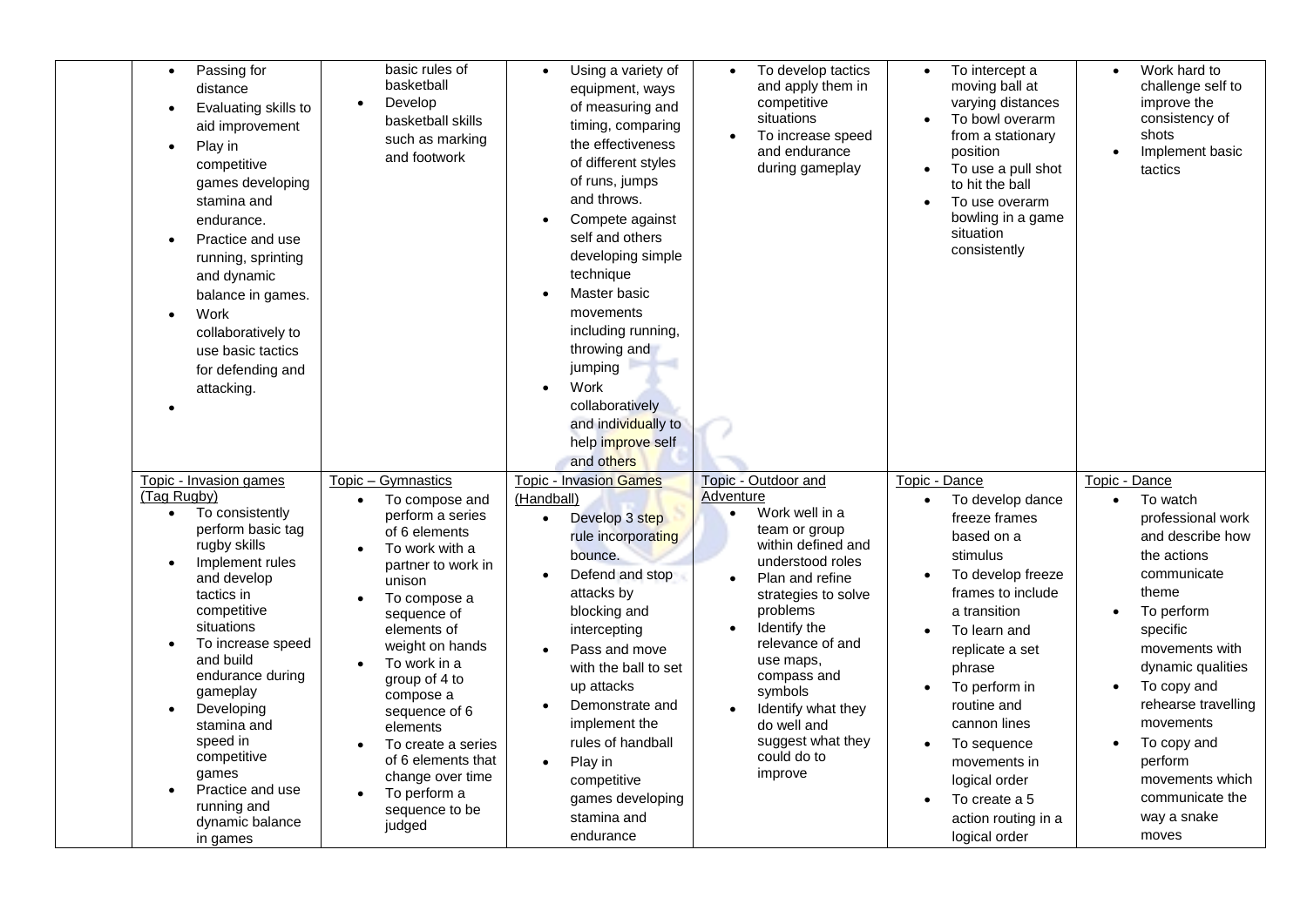| | | | | | | |
|---|---|---|---|---|---|---|
| | • Passing for distance<br>• Evaluating skills to aid improvement<br>• Play in competitive games developing stamina and endurance.<br>• Practice and use running, sprinting and dynamic balance in games.<br>• Work collaboratively to use basic tactics for defending and attacking.<br>• | basic rules of basketball<br>• Develop basketball skills such as marking and footwork | • Using a variety of equipment, ways of measuring and timing, comparing the effectiveness of different styles of runs, jumps and throws.<br>• Compete against self and others developing simple technique<br>• Master basic movements including running, throwing and jumping<br>• Work collaboratively and individually to help improve self and others | • To develop tactics and apply them in competitive situations<br>• To increase speed and endurance during gameplay | • To intercept a moving ball at varying distances<br>• To bowl overarm from a stationary position<br>• To use a pull shot to hit the ball<br>• To use overarm bowling in a game situation consistently | • Work hard to challenge self to improve the consistency of shots<br>• Implement basic tactics |
| | Topic - Invasion games (Tag Rugby)<br>• To consistently perform basic tag rugby skills<br>• Implement rules and develop tactics in competitive situations<br>• To increase speed and build endurance during gameplay<br>• Developing stamina and speed in competitive games<br>• Practice and use running and dynamic balance in games | Topic – Gymnastics<br>• To compose and perform a series of 6 elements<br>• To work with a partner to work in unison<br>• To compose a sequence of elements of weight on hands<br>• To work in a group of 4 to compose a sequence of 6 elements<br>• To create a series of 6 elements that change over time<br>• To perform a sequence to be judged | Topic - Invasion Games (Handball)<br>• Develop 3 step rule incorporating bounce.<br>• Defend and stop attacks by blocking and intercepting<br>• Pass and move with the ball to set up attacks<br>• Demonstrate and implement the rules of handball<br>• Play in competitive games developing stamina and endurance | Topic - Outdoor and Adventure<br>• Work well in a team or group within defined and understood roles<br>• Plan and refine strategies to solve problems<br>• Identify the relevance of and use maps, compass and symbols<br>• Identify what they do well and suggest what they could do to improve | Topic - Dance<br>• To develop dance freeze frames based on a stimulus<br>• To develop freeze frames to include a transition<br>• To learn and replicate a set phrase<br>• To perform in routine and cannon lines<br>• To sequence movements in logical order<br>• To create a 5 action routing in a logical order | Topic - Dance<br>• To watch professional work and describe how the actions communicate theme<br>• To perform specific movements with dynamic qualities<br>• To copy and rehearse travelling movements<br>• To copy and perform movements which communicate the way a snake moves |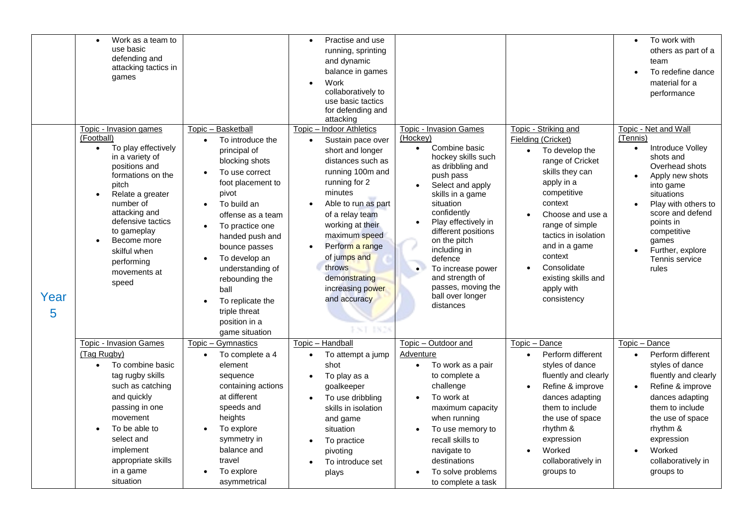| | | | | | | |
|---|---|---|---|---|---|---|
| | • Work as a team to use basic defending and attacking tactics in games | | • Practise and use running, sprinting and dynamic balance in games<br>• Work collaboratively to use basic tactics for defending and attacking | | | • To work with others as part of a team<br>• To redefine dance material for a performance |
| Year 5 | Topic - Invasion games (Football)<br>• To play effectively in a variety of positions and formations on the pitch<br>• Relate a greater number of attacking and defensive tactics to gameplay<br>• Become more skilful when performing movements at speed | Topic – Basketball<br>• To introduce the principal of blocking shots<br>• To use correct foot placement to pivot<br>• To build an offense as a team<br>• To practice one handed push and bounce passes<br>• To develop an understanding of rebounding the ball<br>• To replicate the triple threat position in a game situation | Topic – Indoor Athletics<br>• Sustain pace over short and longer distances such as running 100m and running for 2 minutes<br>• Able to run as part of a relay team working at their maximum speed<br>• Perform a range of jumps and throws demonstrating increasing power and accuracy | Topic - Invasion Games (Hockey)<br>• Combine basic hockey skills such as dribbling and push pass<br>• Select and apply skills in a game situation confidently<br>• Play effectively in different positions on the pitch including in defence<br>• To increase power and strength of passes, moving the ball over longer distances | Topic - Striking and Fielding (Cricket)<br>• To develop the range of Cricket skills they can apply in a competitive context<br>• Choose and use a range of simple tactics in isolation and in a game context<br>• Consolidate existing skills and apply with consistency | Topic - Net and Wall (Tennis)<br>• Introduce Volley shots and Overhead shots<br>• Apply new shots into game situations<br>• Play with others to score and defend points in competitive games<br>• Further, explore Tennis service rules |
| | Topic - Invasion Games (Tag Rugby)<br>• To combine basic tag rugby skills such as catching and quickly passing in one movement<br>• To be able to select and implement appropriate skills in a game situation | Topic – Gymnastics<br>• To complete a 4 element sequence containing actions at different speeds and heights<br>• To explore symmetry in balance and travel<br>• To explore asymmetrical | Topic – Handball<br>• To attempt a jump shot<br>• To play as a goalkeeper<br>• To use dribbling skills in isolation and game situation<br>• To practice pivoting<br>• To introduce set plays | Topic – Outdoor and Adventure<br>• To work as a pair to complete a challenge<br>• To work at maximum capacity when running<br>• To use memory to recall skills to navigate to destinations<br>• To solve problems to complete a task | Topic – Dance<br>• Perform different styles of dance fluently and clearly<br>• Refine & improve dances adapting them to include the use of space rhythm & expression<br>• Worked collaboratively in groups to | Topic – Dance<br>• Perform different styles of dance fluently and clearly<br>• Refine & improve dances adapting them to include the use of space rhythm & expression<br>• Worked collaboratively in groups to |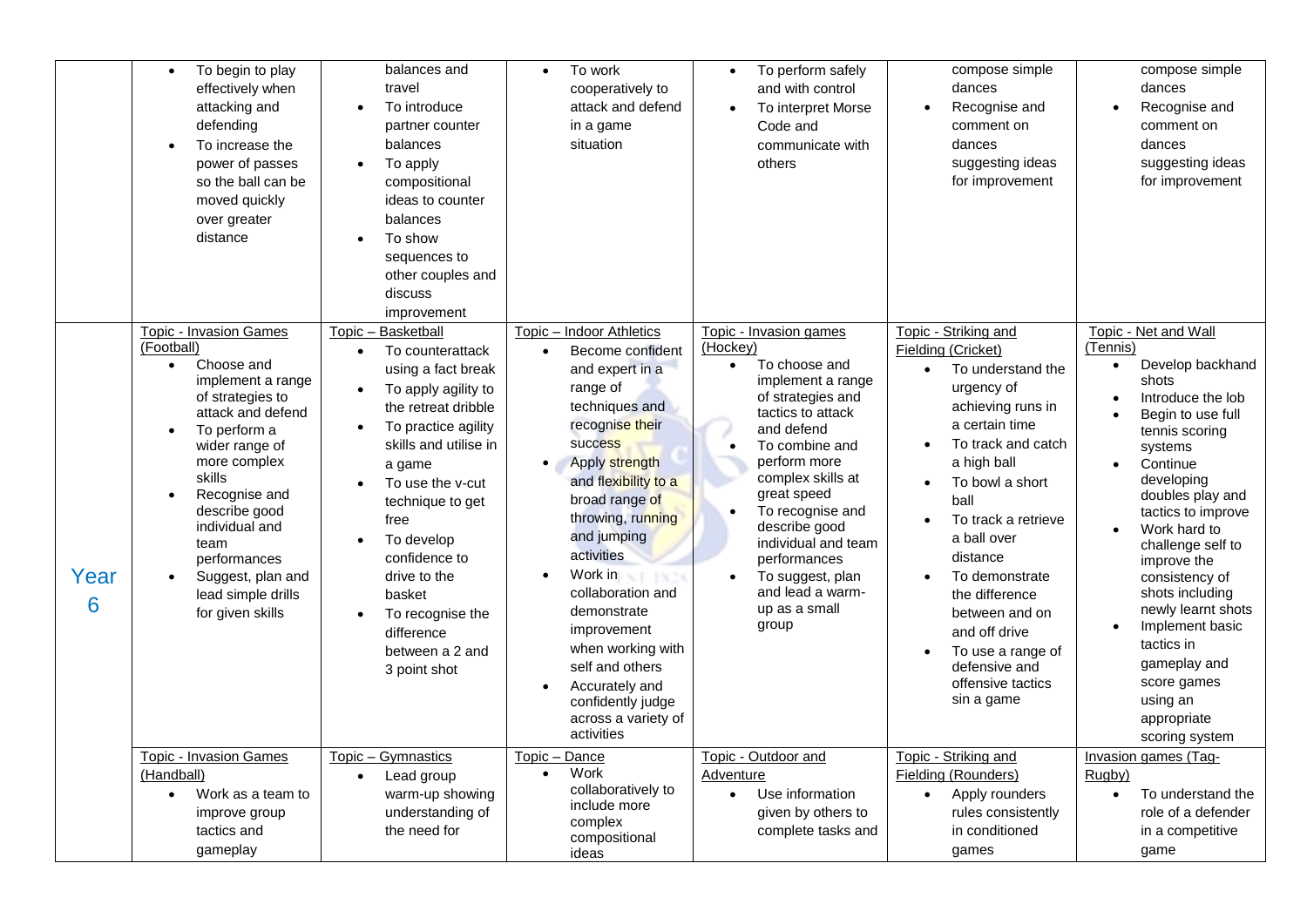| | | | | | | |
|---|---|---|---|---|---|---|
| | • To begin to play effectively when attacking and defending<br>• To increase the power of passes so the ball can be moved quickly over greater distance | balances and travel<br>• To introduce partner counter balances<br>• To apply compositional ideas to counter balances<br>• To show sequences to other couples and discuss improvement | • To work cooperatively to attack and defend in a game situation | • To perform safely and with control<br>• To interpret Morse Code and communicate with others | compose simple dances<br>• Recognise and comment on dances suggesting ideas for improvement | compose simple dances<br>• Recognise and comment on dances suggesting ideas for improvement |
| Year 6 | Topic - Invasion Games (Football)<br>• Choose and implement a range of strategies to attack and defend<br>• To perform a wider range of more complex skills<br>• Recognise and describe good individual and team performances<br>• Suggest, plan and lead simple drills for given skills | Topic – Basketball<br>• To counterattack using a fact break<br>• To apply agility to the retreat dribble<br>• To practice agility skills and utilise in a game<br>• To use the v-cut technique to get free<br>• To develop confidence to drive to the basket<br>• To recognise the difference between a 2 and 3 point shot | Topic – Indoor Athletics<br>• Become confident and expert in a range of techniques and recognise their success<br>• Apply strength and flexibility to a broad range of throwing, running and jumping activities<br>• Work in collaboration and demonstrate improvement when working with self and others<br>• Accurately and confidently judge across a variety of activities | Topic - Invasion games (Hockey)<br>• To choose and implement a range of strategies and tactics to attack and defend<br>• To combine and perform more complex skills at great speed<br>• To recognise and describe good individual and team performances<br>• To suggest, plan and lead a warm-up as a small group | Topic - Striking and Fielding (Cricket)<br>• To understand the urgency of achieving runs in a certain time<br>• To track and catch a high ball<br>• To bowl a short ball<br>• To track a retrieve a ball over distance<br>• To demonstrate the difference between and on and off drive<br>• To use a range of defensive and offensive tactics sin a game | Topic - Net and Wall (Tennis)<br>• Develop backhand shots<br>• Introduce the lob<br>• Begin to use full tennis scoring systems<br>• Continue developing doubles play and tactics to improve<br>• Work hard to challenge self to improve the consistency of shots including newly learnt shots<br>• Implement basic tactics in gameplay and score games using an appropriate scoring system |
| | Topic - Invasion Games (Handball)<br>• Work as a team to improve group tactics and gameplay | Topic – Gymnastics<br>• Lead group warm-up showing understanding of the need for | Topic – Dance<br>• Work collaboratively to include more complex compositional ideas | Topic - Outdoor and Adventure<br>• Use information given by others to complete tasks and | Topic - Striking and Fielding (Rounders)<br>• Apply rounders rules consistently in conditioned games | Invasion games (Tag-Rugby)<br>• To understand the role of a defender in a competitive game |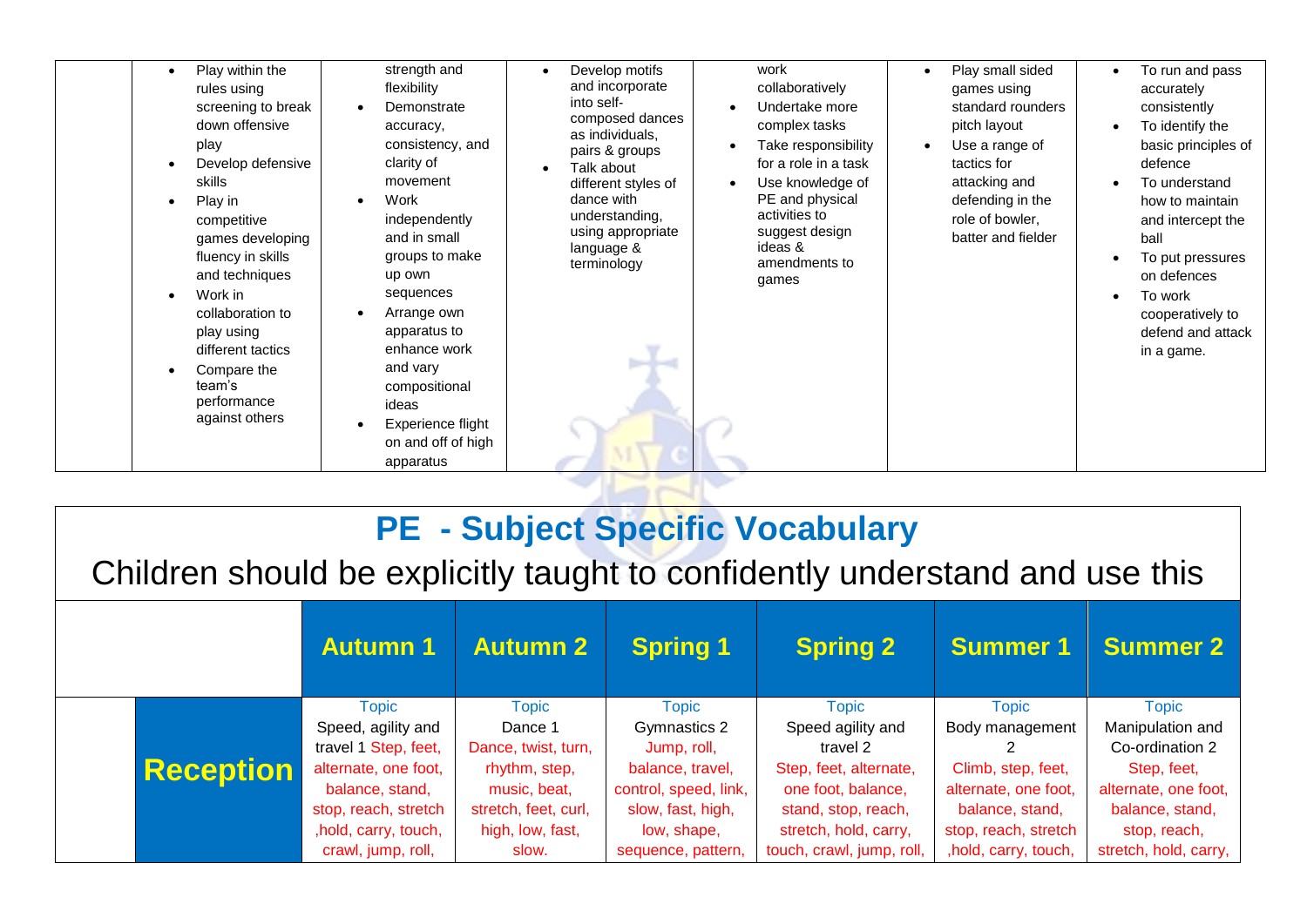| | | | | | | |
|---|---|---|---|---|---|---|
| | • Play within the rules using screening to break down offensive play<br>• Develop defensive skills<br>• Play in competitive games developing fluency in skills and techniques<br>• Work in collaboration to play using different tactics<br>• Compare the team's performance against others | strength and flexibility<br>• Demonstrate accuracy, consistency, and clarity of movement<br>• Work independently and in small groups to make up own sequences<br>• Arrange own apparatus to enhance work and vary compositional ideas<br>• Experience flight on and off of high apparatus | • Develop motifs and incorporate into self-composed dances as individuals, pairs & groups<br>• Talk about different styles of dance with understanding, using appropriate language & terminology | work collaboratively<br>• Undertake more complex tasks<br>• Take responsibility for a role in a task<br>• Use knowledge of PE and physical activities to suggest design ideas & amendments to games | • Play small sided games using standard rounders pitch layout<br>• Use a range of tactics for attacking and defending in the role of bowler, batter and fielder | • To run and pass accurately consistently<br>• To identify the basic principles of defence<br>• To understand how to maintain and intercept the ball<br>• To put pressures on defences<br>• To work cooperatively to defend and attack in a game. |

# PE - Subject Specific Vocabulary

## Children should be explicitly taught to confidently understand and use this

| | Autumn 1 | Autumn 2 | Spring 1 | Spring 2 | Summer 1 | Summer 2 |
|---|---|---|---|---|---|---|
| **Reception** | Topic<br>Speed, agility and travel 1 Step, feet, alternate, one foot, balance, stand, stop, reach, stretch ,hold, carry, touch, crawl, jump, roll, | Topic<br>Dance 1<br>Dance, twist, turn, rhythm, step, music, beat, stretch, feet, curl, high, low, fast, slow. | Topic<br>Gymnastics 2<br>Jump, roll, balance, travel, control, speed, link, slow, fast, high, low, shape, sequence, pattern, | Topic<br>Speed agility and travel 2<br>Step, feet, alternate, one foot, balance, stand, stop, reach, stretch, hold, carry, touch, crawl, jump, roll, | Topic<br>Body management 2<br>Climb, step, feet, alternate, one foot, balance, stand, stop, reach, stretch ,hold, carry, touch, | Topic<br>Manipulation and Co-ordination 2<br>Step, feet, alternate, one foot, balance, stand, stop, reach, stretch, hold, carry, |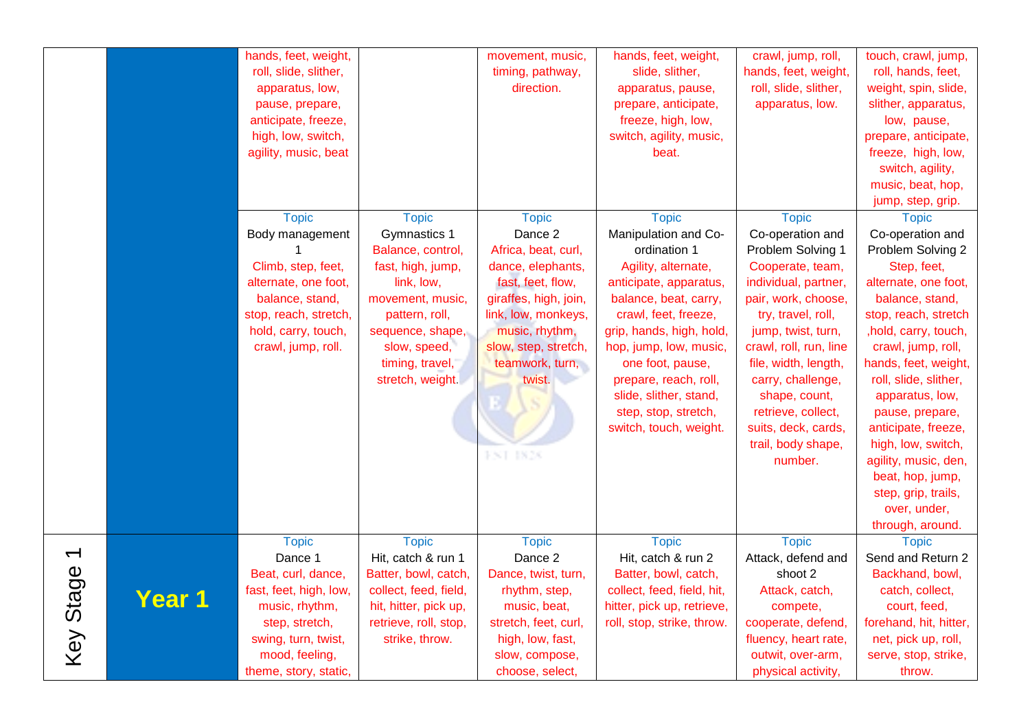| | | | | | | | |
|---|---|---|---|---|---|---|---|
| | | hands, feet, weight, roll, slide, slither, apparatus, low, pause, prepare, anticipate, freeze, high, low, switch, agility, music, beat | | movement, music, timing, pathway, direction. | hands, feet, weight, slide, slither, apparatus, pause, prepare, anticipate, freeze, high, low, switch, agility, music, beat. | crawl, jump, roll, hands, feet, weight, roll, slide, slither, apparatus, low. | touch, crawl, jump, roll, hands, feet, weight, spin, slide, slither, apparatus, low, pause, prepare, anticipate, freeze, high, low, switch, agility, music, beat, hop, jump, step, grip. |
| | | Topic<br>Body management 1<br>Climb, step, feet, alternate, one foot, balance, stand, stop, reach, stretch, hold, carry, touch, crawl, jump, roll. | Topic<br>Gymnastics 1<br>Balance, control, fast, high, jump, link, low, movement, music, pattern, roll, sequence, shape, slow, speed, timing, travel, stretch, weight. | Topic<br>Dance 2<br>Africa, beat, curl, dance, elephants, fast, feet, flow, giraffes, high, join, link, low, monkeys, music, rhythm, slow, step, stretch, teamwork, turn, twist. | Topic<br>Manipulation and Co-ordination 1<br>Agility, alternate, anticipate, apparatus, balance, beat, carry, crawl, feet, freeze, grip, hands, high, hold, hop, jump, low, music, one foot, pause, prepare, reach, roll, slide, slither, stand, step, stop, stretch, switch, touch, weight. | Topic<br>Co-operation and Problem Solving 1<br>Cooperate, team, individual, partner, pair, work, choose, try, travel, roll, jump, twist, turn, crawl, roll, run, line file, width, length, carry, challenge, shape, count, retrieve, collect, suits, deck, cards, trail, body shape, number. | Topic<br>Co-operation and Problem Solving 2<br>Step, feet, alternate, one foot, balance, stand, stop, reach, stretch ,hold, carry, touch, crawl, jump, roll, hands, feet, weight, roll, slide, slither, apparatus, low, pause, prepare, anticipate, freeze, high, low, switch, agility, music, den, beat, hop, jump, step, grip, trails, over, under, through, around. |
| Key Stage 1 | **Year 1** | Topic<br>Dance 1<br>Beat, curl, dance, fast, feet, high, low, music, rhythm, step, stretch, swing, turn, twist, mood, feeling, theme, story, static, | Topic<br>Hit, catch & run 1<br>Batter, bowl, catch, collect, feed, field, hit, hitter, pick up, retrieve, roll, stop, strike, throw. | Topic<br>Dance 2<br>Dance, twist, turn, rhythm, step, music, beat, stretch, feet, curl, high, low, fast, slow, compose, choose, select, | Topic<br>Hit, catch & run 2<br>Batter, bowl, catch, collect, feed, field, hit, hitter, pick up, retrieve, roll, stop, strike, throw. | Topic<br>Attack, defend and shoot 2<br>Attack, catch, compete, cooperate, defend, fluency, heart rate, outwit, over-arm, physical activity, | Topic<br>Send and Return 2<br>Backhand, bowl, catch, collect, court, feed, forehand, hit, hitter, net, pick up, roll, serve, stop, strike, throw. |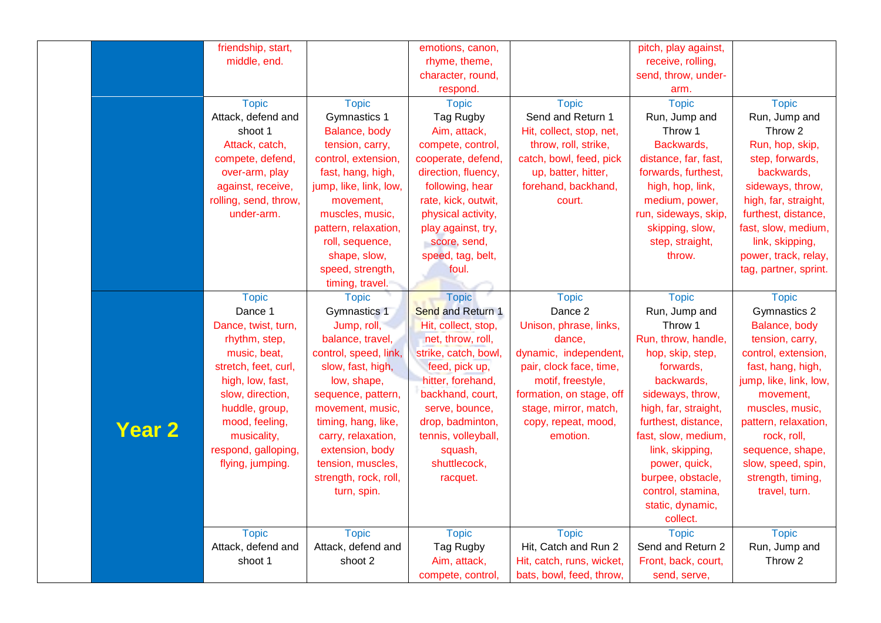| | | | | | | | |
|---|---|---|---|---|---|---|---|
| | | friendship, start, middle, end. | | emotions, canon, rhyme, theme, character, round, respond. | | pitch, play against, receive, rolling, send, throw, under-arm. | |
| | | Topic<br>Attack, defend and shoot 1<br>Attack, catch, compete, defend, over-arm, play against, receive, rolling, send, throw, under-arm. | Topic<br>Gymnastics 1<br>Balance, body tension, carry, control, extension, fast, hang, high, jump, like, link, low, movement, muscles, music, pattern, relaxation, roll, sequence, shape, slow, speed, strength, timing, travel. | Topic<br>Tag Rugby<br>Aim, attack, compete, control, cooperate, defend, direction, fluency, following, hear rate, kick, outwit, physical activity, play against, try, score, send, speed, tag, belt, foul. | Topic<br>Send and Return 1<br>Hit, collect, stop, net, throw, roll, strike, catch, bowl, feed, pick up, batter, hitter, forehand, backhand, court. | Topic<br>Run, Jump and Throw 1<br>Backwards, distance, far, fast, forwards, furthest, high, hop, link, medium, power, run, sideways, skip, skipping, slow, step, straight, throw. | Topic<br>Run, Jump and Throw 2<br>Run, hop, skip, step, forwards, backwards, sideways, throw, high, far, straight, furthest, distance, fast, slow, medium, link, skipping, power, track, relay, tag, partner, sprint. |
| | **Year 2** | Topic<br>Dance 1<br>Dance, twist, turn, rhythm, step, music, beat, stretch, feet, curl, high, low, fast, slow, direction, huddle, group, mood, feeling, musicality, respond, galloping, flying, jumping. | Topic<br>Gymnastics 1<br>Jump, roll, balance, travel, control, speed, link, slow, fast, high, low, shape, sequence, pattern, movement, music, timing, hang, like, carry, relaxation, extension, body tension, muscles, strength, rock, roll, turn, spin. | Topic<br>Send and Return 1<br>Hit, collect, stop, net, throw, roll, strike, catch, bowl, feed, pick up, hitter, forehand, backhand, court, serve, bounce, drop, badminton, tennis, volleyball, squash, shuttlecock, racquet. | Topic<br>Dance 2<br>Unison, phrase, links, dance, dynamic, independent, pair, clock face, time, motif, freestyle, formation, on stage, off stage, mirror, match, copy, repeat, mood, emotion. | Topic<br>Run, Jump and Throw 1<br>Run, throw, handle, hop, skip, step, forwards, backwards, sideways, throw, high, far, straight, furthest, distance, fast, slow, medium, link, skipping, power, quick, burpee, obstacle, control, stamina, static, dynamic, collect. | Topic<br>Gymnastics 2<br>Balance, body tension, carry, control, extension, fast, hang, high, jump, like, link, low, movement, muscles, music, pattern, relaxation, rock, roll, sequence, shape, slow, speed, spin, strength, timing, travel, turn. |
| | | Topic<br>Attack, defend and shoot 1 | Topic<br>Attack, defend and shoot 2 | Topic<br>Tag Rugby<br>Aim, attack, compete, control, | Topic<br>Hit, Catch and Run 2<br>Hit, catch, runs, wicket, bats, bowl, feed, throw, | Topic<br>Send and Return 2<br>Front, back, court, send, serve, | Topic<br>Run, Jump and Throw 2 |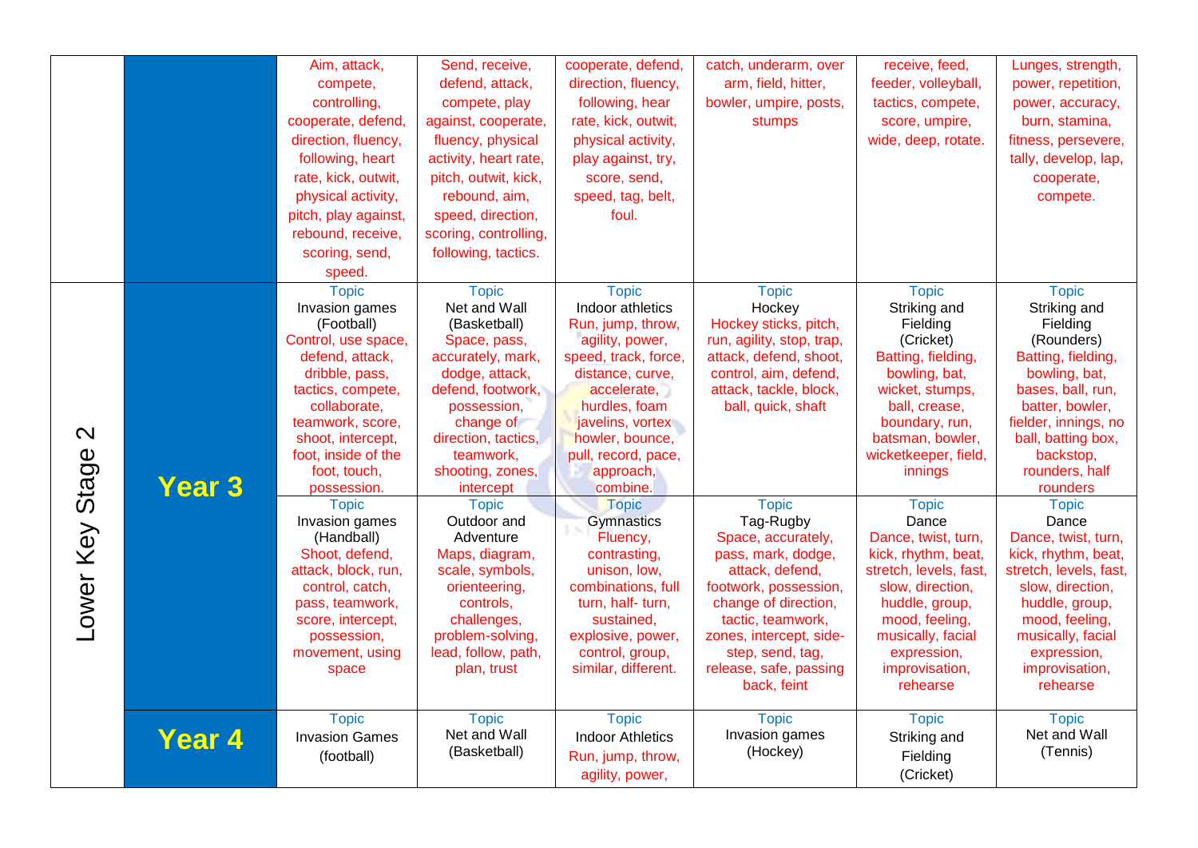| | | | | | | | |
|---|---|---|---|---|---|---|---|
| | | Aim, attack, compete, controlling, cooperate, defend, direction, fluency, following, heart rate, kick, outwit, physical activity, pitch, play against, rebound, receive, scoring, send, speed. | Send, receive, defend, attack, compete, play against, cooperate, fluency, physical activity, heart rate, pitch, outwit, kick, rebound, aim, speed, direction, scoring, controlling, following, tactics. | cooperate, defend, direction, fluency, following, hear rate, kick, outwit, physical activity, play against, try, score, send, speed, tag, belt, foul. | catch, underarm, over arm, field, hitter, bowler, umpire, posts, stumps | receive, feed, feeder, volleyball, tactics, compete, score, umpire, wide, deep, rotate. | Lunges, strength, power, repetition, power, accuracy, burn, stamina, fitness, persevere, tally, develop, lap, cooperate, compete. |
| Lower Key Stage 2 | Year 3 | Topic<br>Invasion games (Football)<br>Control, use space, defend, attack, dribble, pass, tactics, compete, collaborate, teamwork, score, shoot, intercept, foot, inside of the foot, touch, possession. | Topic<br>Net and Wall (Basketball)<br>Space, pass, accurately, mark, dodge, attack, defend, footwork, possession, change of direction, tactics, teamwork, shooting, zones, intercept | Topic<br>Indoor athletics<br>Run, jump, throw, agility, power, speed, track, force, distance, curve, accelerate, hurdles, foam javelins, vortex howler, bounce, pull, record, pace, approach, combine. | Topic<br>Hockey<br>Hockey sticks, pitch, run, agility, stop, trap, attack, defend, shoot, control, aim, defend, attack, tackle, block, ball, quick, shaft | Topic<br>Striking and Fielding (Cricket)<br>Batting, fielding, bowling, bat, wicket, stumps, ball, crease, boundary, run, batsman, bowler, wicketkeeper, field, innings | Topic<br>Striking and Fielding (Rounders)<br>Batting, fielding, bowling, bat, bases, ball, run, batter, bowler, fielder, innings, no ball, batting box, backstop, rounders, half rounders |
| | | Topic<br>Invasion games (Handball)<br>Shoot, defend, attack, block, run, control, catch, pass, teamwork, score, intercept, possession, movement, using space | Topic<br>Outdoor and Adventure<br>Maps, diagram, scale, symbols, orienteering, controls, challenges, problem-solving, lead, follow, path, plan, trust | Topic<br>Gymnastics<br>Fluency, contrasting, unison, low, combinations, full turn, half- turn, sustained, explosive, power, control, group, similar, different. | Topic<br>Tag-Rugby<br>Space, accurately, pass, mark, dodge, attack, defend, footwork, possession, change of direction, tactic, teamwork, zones, intercept, side-step, send, tag, release, safe, passing back, feint | Topic<br>Dance<br>Dance, twist, turn, kick, rhythm, beat, stretch, levels, fast, slow, direction, huddle, group, mood, feeling, musically, facial expression, improvisation, rehearse | Topic<br>Dance<br>Dance, twist, turn, kick, rhythm, beat, stretch, levels, fast, slow, direction, huddle, group, mood, feeling, musically, facial expression, improvisation, rehearse |
| | Year 4 | Topic<br>Invasion Games (football) | Topic<br>Net and Wall (Basketball) | Topic<br>Indoor Athletics<br>Run, jump, throw, agility, power, | Topic<br>Invasion games (Hockey) | Topic<br>Striking and Fielding (Cricket) | Topic<br>Net and Wall (Tennis) |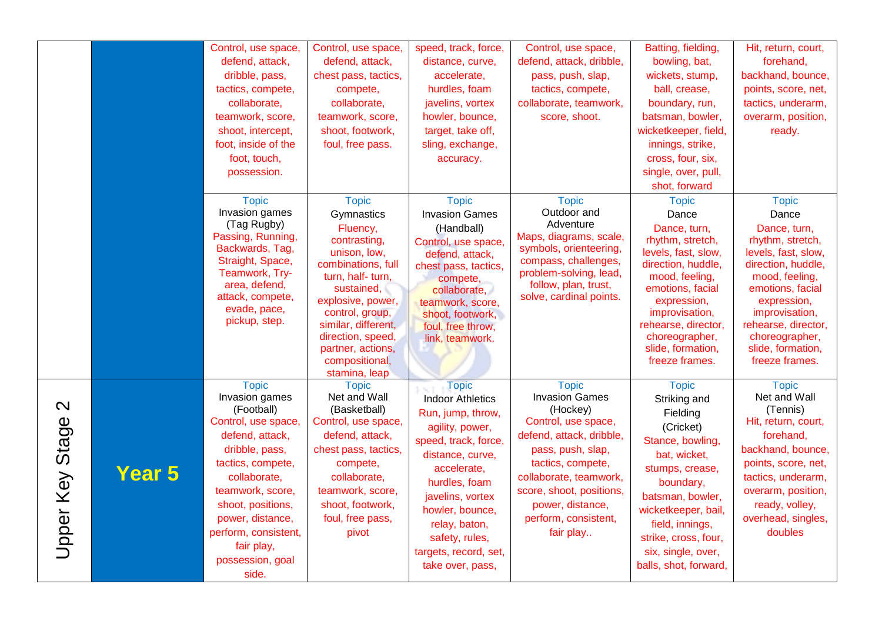| | | | | | | | |
|---|---|---|---|---|---|---|---|
| | | Control, use space, defend, attack, dribble, pass, tactics, compete, collaborate, teamwork, score, shoot, intercept, foot, inside of the foot, touch, possession. | Control, use space, defend, attack, chest pass, tactics, compete, collaborate, teamwork, score, shoot, footwork, foul, free pass. | speed, track, force, distance, curve, accelerate, hurdles, foam javelins, vortex howler, bounce, target, take off, sling, exchange, accuracy. | Control, use space, defend, attack, dribble, pass, push, slap, tactics, compete, collaborate, teamwork, score, shoot. | Batting, fielding, bowling, bat, wickets, stump, ball, crease, boundary, run, batsman, bowler, wicketkeeper, field, innings, strike, cross, four, six, single, over, pull, shot, forward | Hit, return, court, forehand, backhand, bounce, points, score, net, tactics, underarm, overarm, position, ready. |
| | | Topic<br>Invasion games (Tag Rugby)<br>Passing, Running, Backwards, Tag, Straight, Space, Teamwork, Try-area, defend, attack, compete, evade, pace, pickup, step. | Topic<br>Gymnastics<br>Fluency, contrasting, unison, low, combinations, full turn, half- turn, sustained, explosive, power, control, group, similar, different, direction, speed, partner, actions, compositional, stamina, leap | Topic<br>Invasion Games (Handball)<br>Control, use space, defend, attack, chest pass, tactics, compete, collaborate, teamwork, score, shoot, footwork, foul, free throw, link, teamwork. | Topic<br>Outdoor and Adventure<br>Maps, diagrams, scale, symbols, orienteering, compass, challenges, problem-solving, lead, follow, plan, trust, solve, cardinal points. | Topic<br>Dance<br>Dance, turn, rhythm, stretch, levels, fast, slow, direction, huddle, mood, feeling, emotions, facial expression, improvisation, rehearse, director, choreographer, slide, formation, freeze frames. | Topic<br>Dance<br>Dance, turn, rhythm, stretch, levels, fast, slow, direction, huddle, mood, feeling, emotions, facial expression, improvisation, rehearse, director, choreographer, slide, formation, freeze frames. |
| Upper Key Stage 2 | **Year 5** | Topic<br>Invasion games (Football)<br>Control, use space, defend, attack, dribble, pass, tactics, compete, collaborate, teamwork, score, shoot, positions, power, distance, perform, consistent, fair play, possession, goal side. | Topic<br>Net and Wall (Basketball)<br>Control, use space, defend, attack, chest pass, tactics, compete, collaborate, teamwork, score, shoot, footwork, foul, free pass, pivot | Topic<br>Indoor Athletics<br>Run, jump, throw, agility, power, speed, track, force, distance, curve, accelerate, hurdles, foam javelins, vortex howler, bounce, relay, baton, safety, rules, targets, record, set, take over, pass, | Topic<br>Invasion Games (Hockey)<br>Control, use space, defend, attack, dribble, pass, push, slap, tactics, compete, collaborate, teamwork, score, shoot, positions, power, distance, perform, consistent, fair play.. | Topic<br>Striking and Fielding (Cricket)<br>Stance, bowling, bat, wicket, stumps, crease, boundary, batsman, bowler, wicketkeeper, bail, field, innings, strike, cross, four, six, single, over, balls, shot, forward, | Topic<br>Net and Wall (Tennis)<br>Hit, return, court, forehand, backhand, bounce, points, score, net, tactics, underarm, overarm, position, ready, volley, overhead, singles, doubles |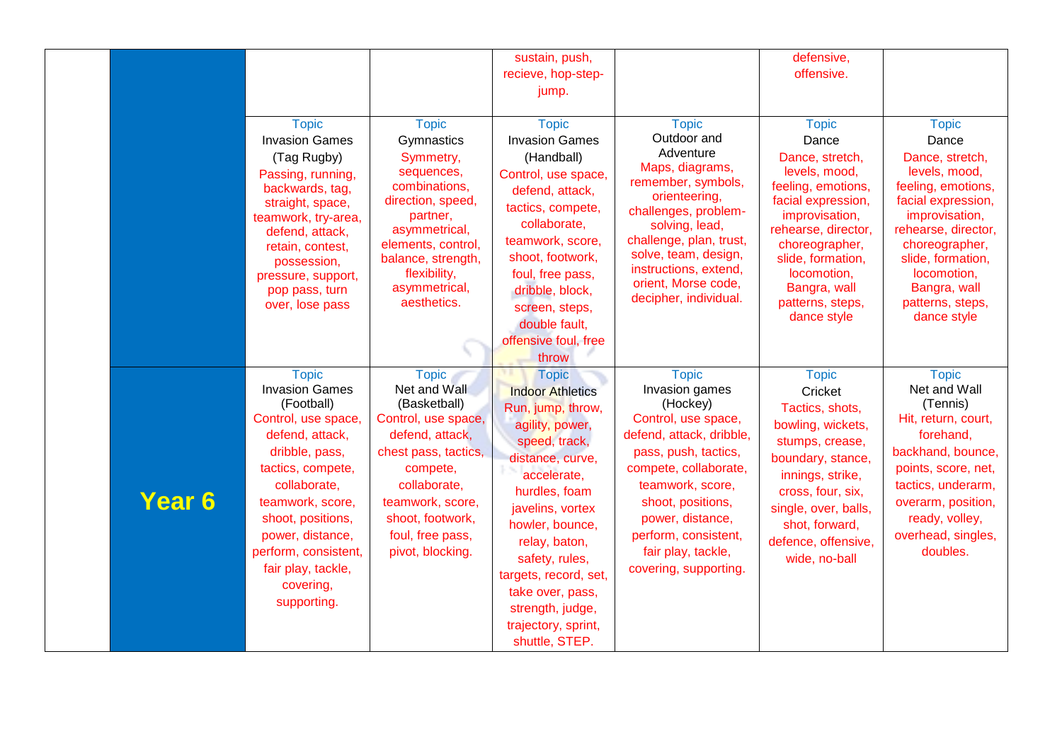| | | | | | | | |
|---|---|---|---|---|---|---|---|
| | | | | sustain, push, recieve, hop-step-jump. | | defensive, offensive. | |
| | | Topic<br>Invasion Games<br>(Tag Rugby)<br>Passing, running, backwards, tag, straight, space, teamwork, try-area, defend, attack, retain, contest, possession, pressure, support, pop pass, turn over, lose pass | Topic<br>Gymnastics<br>Symmetry, sequences, combinations, direction, speed, partner, asymmetrical, elements, control, balance, strength, flexibility, asymmetrical, aesthetics. | Topic<br>Invasion Games<br>(Handball)<br>Control, use space, defend, attack, tactics, compete, collaborate, teamwork, score, shoot, footwork, foul, free pass, dribble, block, screen, steps, double fault, offensive foul, free throw | Topic<br>Outdoor and Adventure<br>Maps, diagrams, remember, symbols, orienteering, challenges, problem-solving, lead, challenge, plan, trust, solve, team, design, instructions, extend, orient, Morse code, decipher, individual. | Topic<br>Dance<br>Dance, stretch, levels, mood, feeling, emotions, facial expression, improvisation, rehearse, director, choreographer, slide, formation, locomotion, Bangra, wall patterns, steps, dance style | Topic<br>Dance<br>Dance, stretch, levels, mood, feeling, emotions, facial expression, improvisation, rehearse, director, choreographer, slide, formation, locomotion, Bangra, wall patterns, steps, dance style |
| | **Year 6** | Topic<br>Invasion Games<br>(Football)<br>Control, use space, defend, attack, dribble, pass, tactics, compete, collaborate, teamwork, score, shoot, positions, power, distance, perform, consistent, fair play, tackle, covering, supporting. | Topic<br>Net and Wall<br>(Basketball)<br>Control, use space, defend, attack, chest pass, tactics, compete, collaborate, teamwork, score, shoot, footwork, foul, free pass, pivot, blocking. | Topic<br>Indoor Athletics<br>Run, jump, throw, agility, power, speed, track, distance, curve, accelerate, hurdles, foam javelins, vortex howler, bounce, relay, baton, safety, rules, targets, record, set, take over, pass, strength, judge, trajectory, sprint, shuttle, STEP. | Topic<br>Invasion games<br>(Hockey)<br>Control, use space, defend, attack, dribble, pass, push, tactics, compete, collaborate, teamwork, score, shoot, positions, power, distance, perform, consistent, fair play, tackle, covering, supporting. | Topic<br>Cricket<br>Tactics, shots, bowling, wickets, stumps, crease, boundary, stance, innings, strike, cross, four, six, single, over, balls, shot, forward, defence, offensive, wide, no-ball | Topic<br>Net and Wall<br>(Tennis)<br>Hit, return, court, forehand, backhand, bounce, points, score, net, tactics, underarm, overarm, position, ready, volley, overhead, singles, doubles. |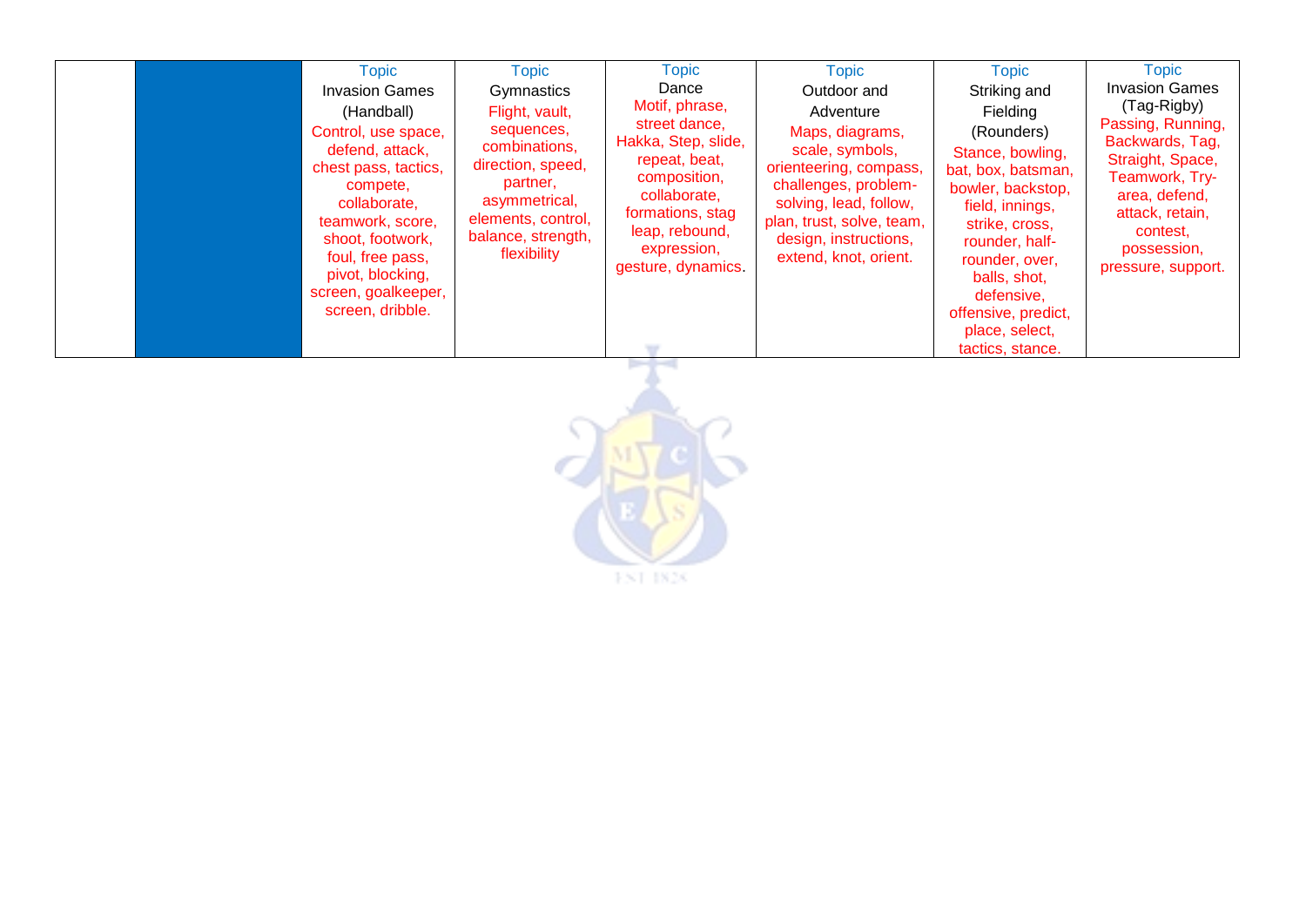| | | | | | | | |
|---|---|---|---|---|---|---|---|
| | | Topic<br>Invasion Games (Handball)<br>Control, use space, defend, attack, chest pass, tactics, compete, collaborate, teamwork, score, shoot, footwork, foul, free pass, pivot, blocking, screen, goalkeeper, screen, dribble. | Topic<br>Gymnastics<br>Flight, vault, sequences, combinations, direction, speed, partner, asymmetrical, elements, control, balance, strength, flexibility | Topic<br>Dance<br>Motif, phrase, street dance, Hakka, Step, slide, repeat, beat, composition, collaborate, formations, stag leap, rebound, expression, gesture, dynamics. | Topic<br>Outdoor and Adventure<br>Maps, diagrams, scale, symbols, orienteering, compass, challenges, problem-solving, lead, follow, plan, trust, solve, team, design, instructions, extend, knot, orient. | Topic<br>Striking and Fielding (Rounders)<br>Stance, bowling, bat, box, batsman, bowler, backstop, field, innings, strike, cross, rounder, half-rounder, over, balls, shot, defensive, offensive, predict, place, select, tactics, stance. | Topic<br>Invasion Games (Tag-Rigby)<br>Passing, Running, Backwards, Tag, Straight, Space, Teamwork, Try-area, defend, attack, retain, contest, possession, pressure, support. |